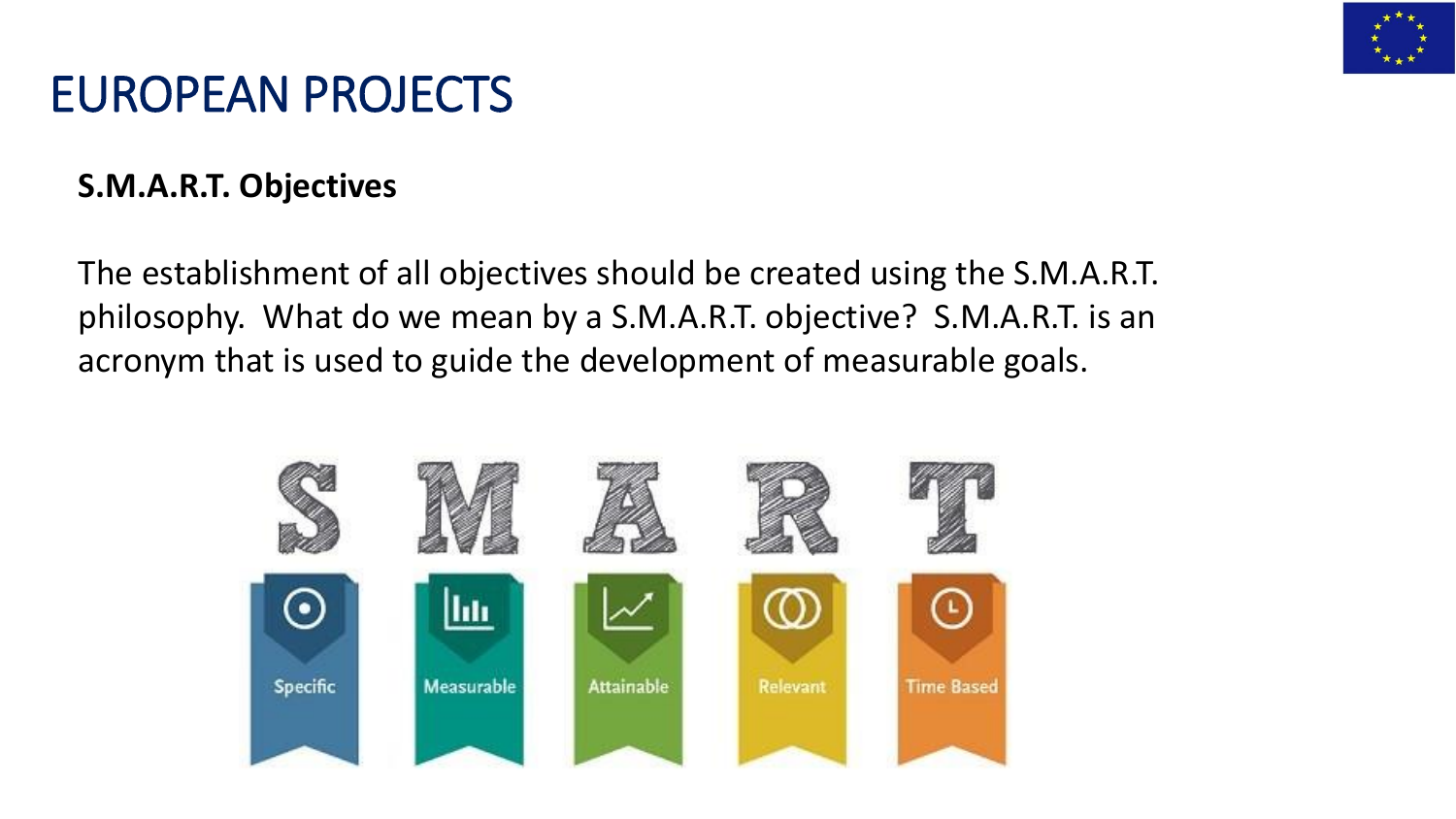# EUROPEAN PROJECTS

**S.M.A.R.T. Objectives**

The establishment of all objectives should be created using the S.M.A.R.T. philosophy. What do we mean by a S.M.A.R.T. objective? S.M.A.R.T. is an acronym that is used to guide the development of measurable goals.

S M A R T

Specific | Measurable | Attainable | Relevant | Time Based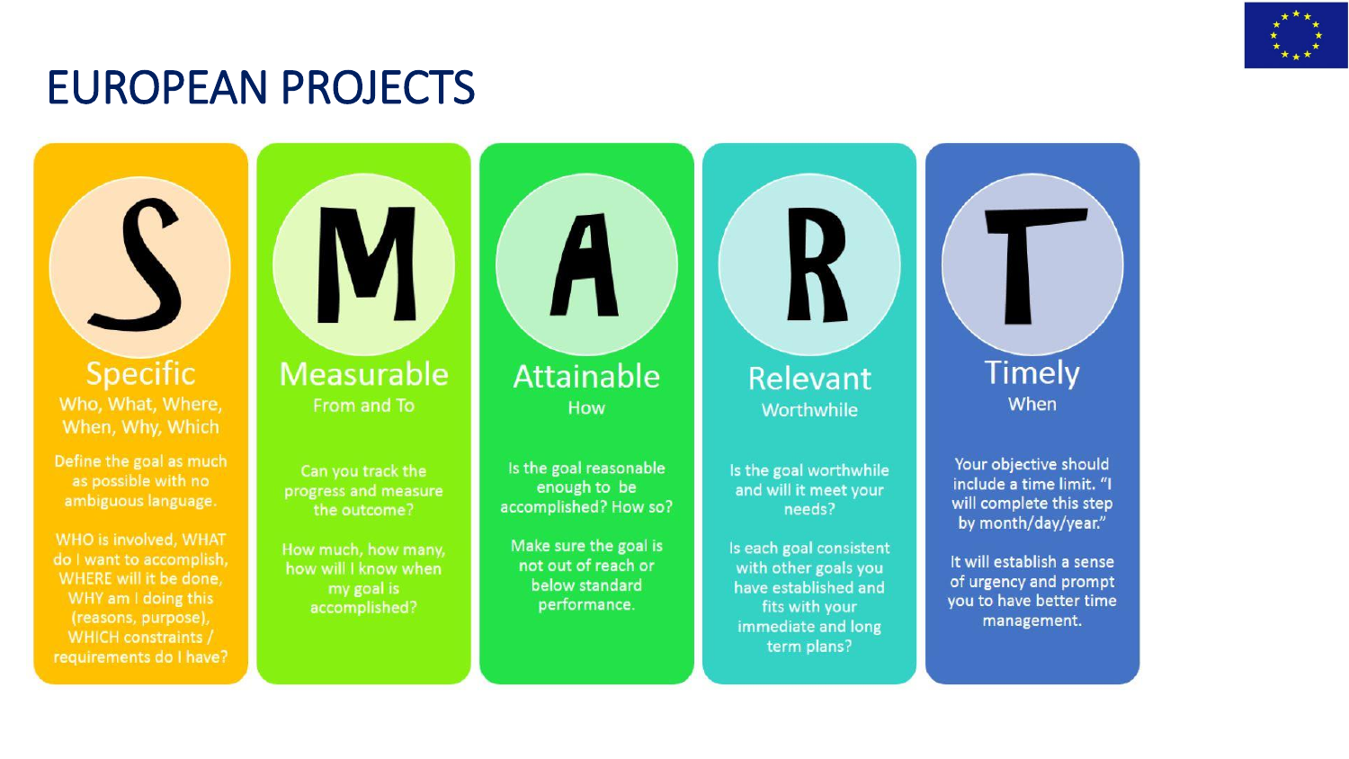# EUROPEAN PROJECTS

## S — Specific

**Who, What, Where, When, Why, Which**

Define the goal as much as possible with no ambiguous language.

WHO is involved, WHAT do I want to accomplish, WHERE will it be done, WHY am I doing this (reasons, purpose), WHICH constraints / requirements do I have?

## M — Measurable

**From and To**

Can you track the progress and measure the outcome?

How much, how many, how will I know when my goal is accomplished?

## A — Attainable

**How**

Is the goal reasonable enough to be accomplished? How so?

Make sure the goal is not out of reach or below standard performance.

## R — Relevant

**Worthwhile**

Is the goal worthwhile and will it meet your needs?

Is each goal consistent with other goals you have established and fits with your immediate and long term plans?

## T — Timely

**When**

Your objective should include a time limit. "I will complete this step by month/day/year."

It will establish a sense of urgency and prompt you to have better time management.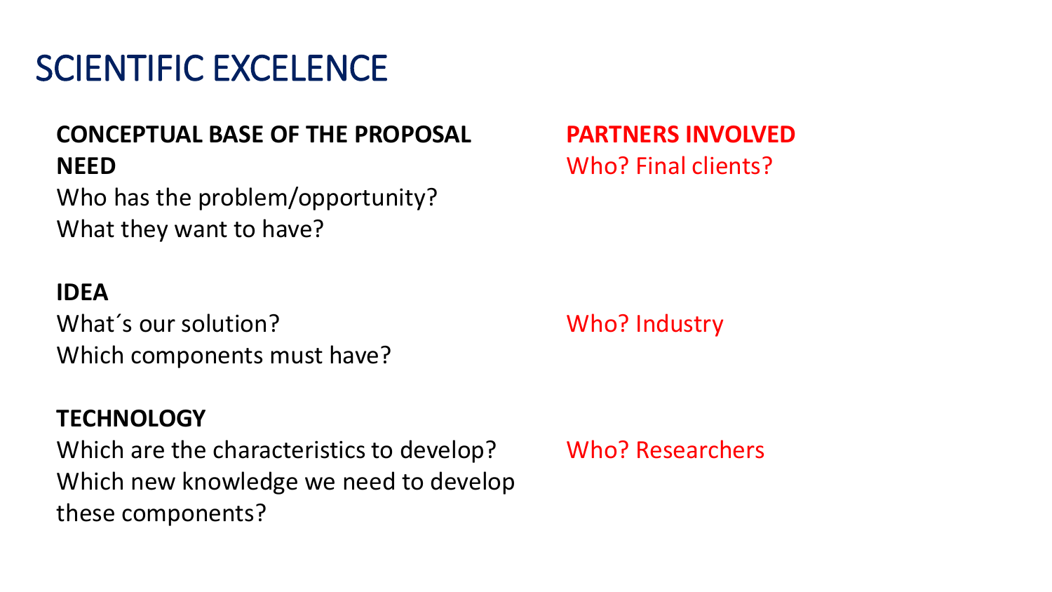# SCIENTIFIC EXCELENCE

**CONCEPTUAL BASE OF THE PROPOSAL**

**NEED**

Who has the problem/opportunity?

What they want to have?

**IDEA**

What´s our solution?

Which components must have?

**TECHNOLOGY**

Which are the characteristics to develop?

Which new knowledge we need to develop these components?

**PARTNERS INVOLVED**

Who? Final clients?

Who? Industry

Who? Researchers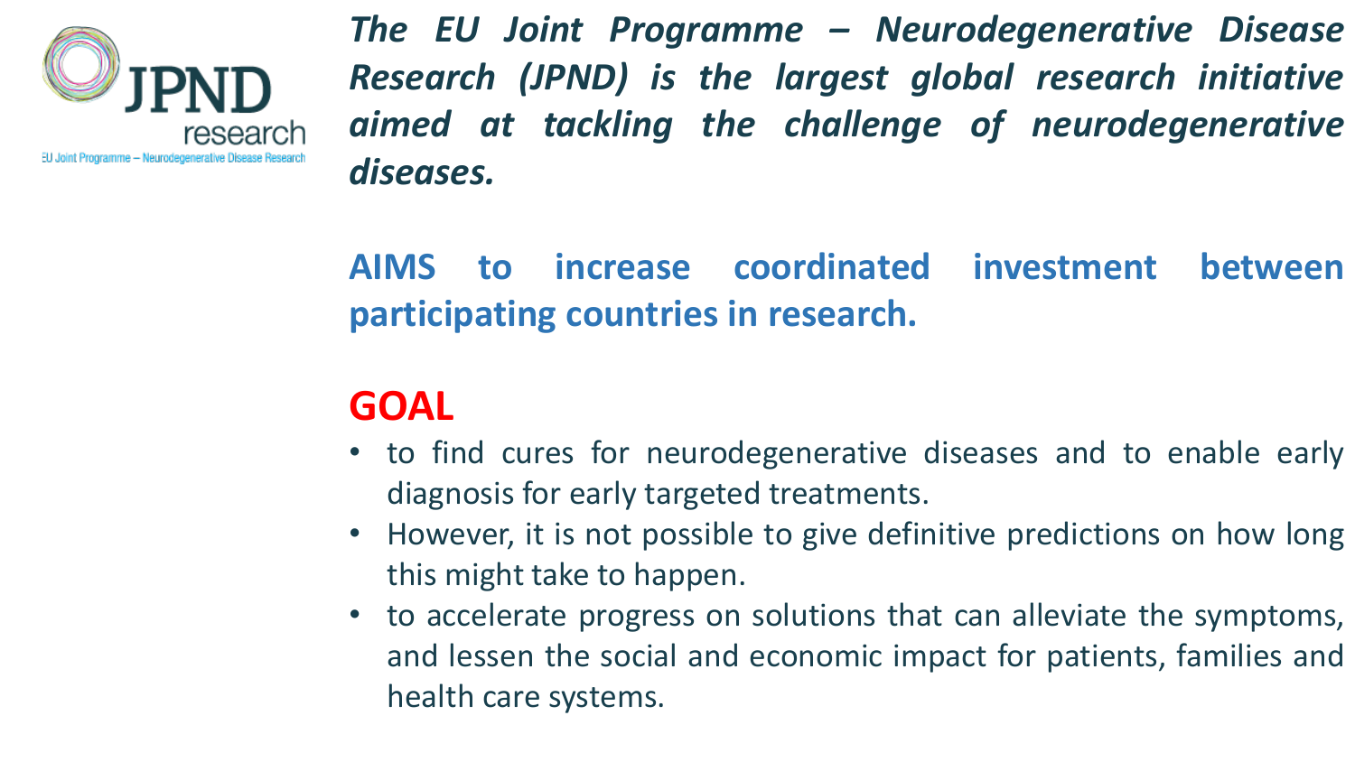JPND research

EU Joint Programme – Neurodegenerative Disease Research

***The EU Joint Programme – Neurodegenerative Disease Research (JPND) is the largest global research initiative aimed at tackling the challenge of neurodegenerative diseases.***

**AIMS to increase coordinated investment between participating countries in research.**

## GOAL

- to find cures for neurodegenerative diseases and to enable early diagnosis for early targeted treatments.
- However, it is not possible to give definitive predictions on how long this might take to happen.
- to accelerate progress on solutions that can alleviate the symptoms, and lessen the social and economic impact for patients, families and health care systems.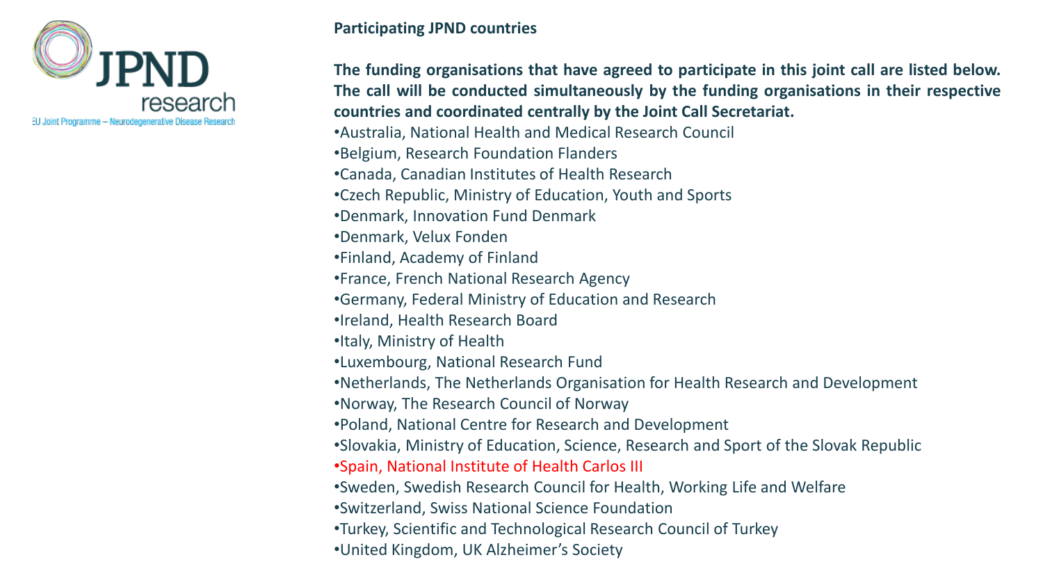**Participating JPND countries**

**The funding organisations that have agreed to participate in this joint call are listed below. The call will be conducted simultaneously by the funding organisations in their respective countries and coordinated centrally by the Joint Call Secretariat.**

- Australia, National Health and Medical Research Council
- Belgium, Research Foundation Flanders
- Canada, Canadian Institutes of Health Research
- Czech Republic, Ministry of Education, Youth and Sports
- Denmark, Innovation Fund Denmark
- Denmark, Velux Fonden
- Finland, Academy of Finland
- France, French National Research Agency
- Germany, Federal Ministry of Education and Research
- Ireland, Health Research Board
- Italy, Ministry of Health
- Luxembourg, National Research Fund
- Netherlands, The Netherlands Organisation for Health Research and Development
- Norway, The Research Council of Norway
- Poland, National Centre for Research and Development
- Slovakia, Ministry of Education, Science, Research and Sport of the Slovak Republic
- Spain, National Institute of Health Carlos III
- Sweden, Swedish Research Council for Health, Working Life and Welfare
- Switzerland, Swiss National Science Foundation
- Turkey, Scientific and Technological Research Council of Turkey
- United Kingdom, UK Alzheimer's Society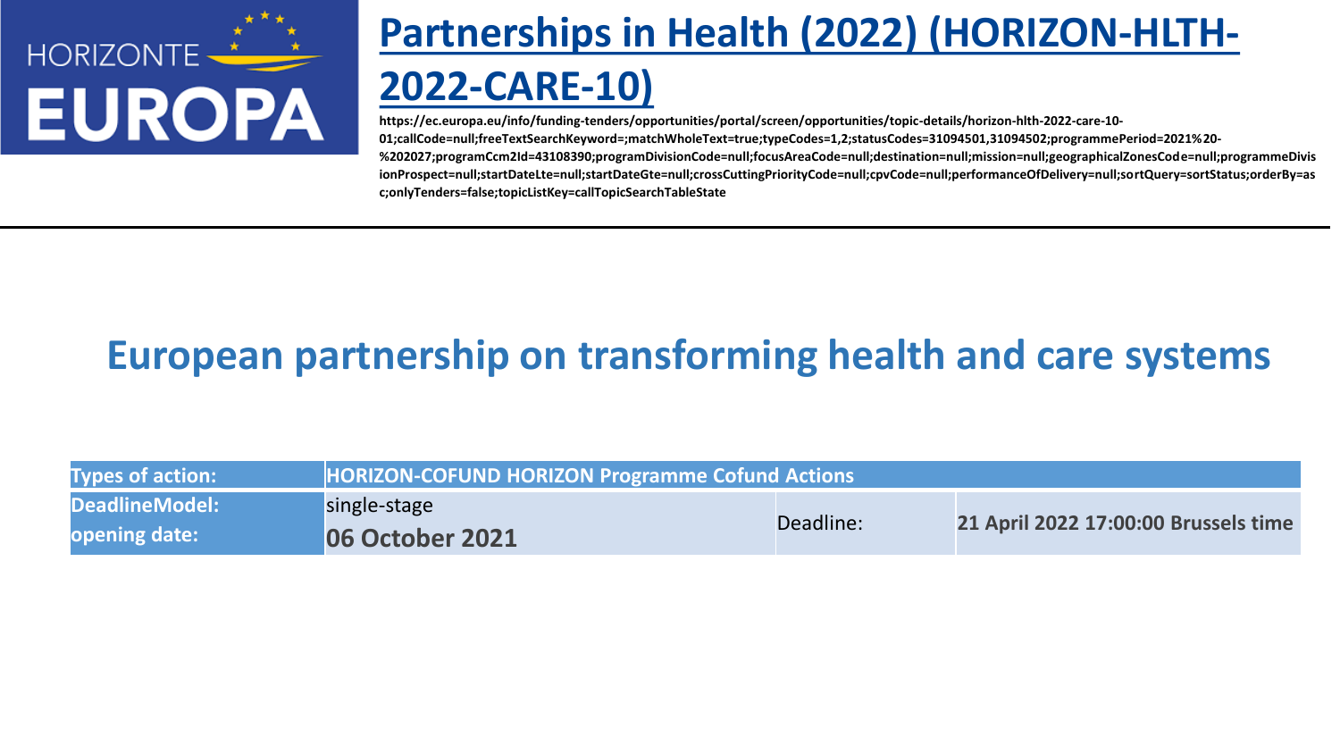# Partnerships in Health (2022) (HORIZON-HLTH-2022-CARE-10)

**https://ec.europa.eu/info/funding-tenders/opportunities/portal/screen/opportunities/topic-details/horizon-hlth-2022-care-10-01;callCode=null;freeTextSearchKeyword=;matchWholeText=true;typeCodes=1,2;statusCodes=31094501,31094502;programmePeriod=2021%20-%202027;programCcm2Id=43108390;programDivisionCode=null;focusAreaCode=null;destination=null;mission=null;geographicalZonesCode=null;programmeDivisionProspect=null;startDateLte=null;startDateGte=null;crossCuttingPriorityCode=null;cpvCode=null;performanceOfDelivery=null;sortQuery=sortStatus;orderBy=asc;onlyTenders=false;topicListKey=callTopicSearchTableState**

## European partnership on transforming health and care systems

| Types of action: | HORIZON-COFUND HORIZON Programme Cofund Actions | | |
|---|---|---|---|
| DeadlineModel: | single-stage | Deadline: | **21 April 2022 17:00:00 Brussels time** |
| opening date: | **06 October 2021** | | |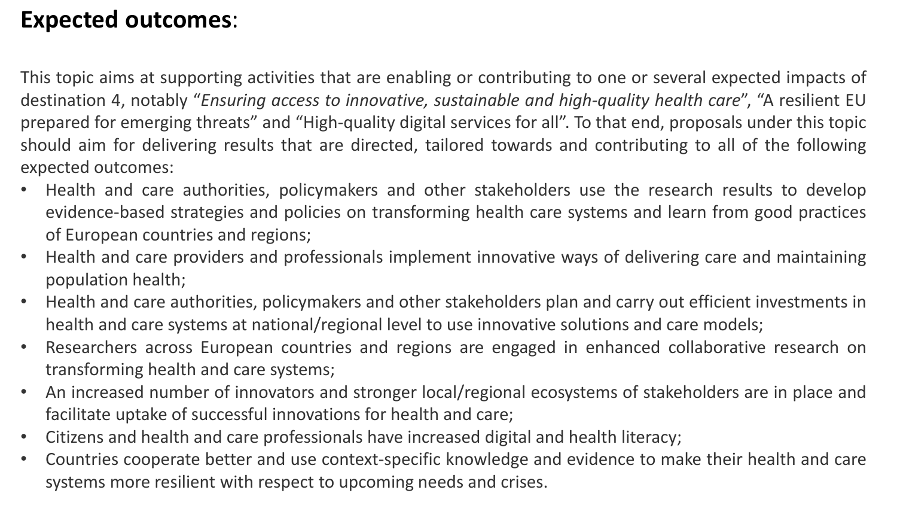**Expected outcomes**:

This topic aims at supporting activities that are enabling or contributing to one or several expected impacts of destination 4, notably "*Ensuring access to innovative, sustainable and high-quality health care*", "A resilient EU prepared for emerging threats" and "High-quality digital services for all". To that end, proposals under this topic should aim for delivering results that are directed, tailored towards and contributing to all of the following expected outcomes:

- Health and care authorities, policymakers and other stakeholders use the research results to develop evidence-based strategies and policies on transforming health care systems and learn from good practices of European countries and regions;
- Health and care providers and professionals implement innovative ways of delivering care and maintaining population health;
- Health and care authorities, policymakers and other stakeholders plan and carry out efficient investments in health and care systems at national/regional level to use innovative solutions and care models;
- Researchers across European countries and regions are engaged in enhanced collaborative research on transforming health and care systems;
- An increased number of innovators and stronger local/regional ecosystems of stakeholders are in place and facilitate uptake of successful innovations for health and care;
- Citizens and health and care professionals have increased digital and health literacy;
- Countries cooperate better and use context-specific knowledge and evidence to make their health and care systems more resilient with respect to upcoming needs and crises.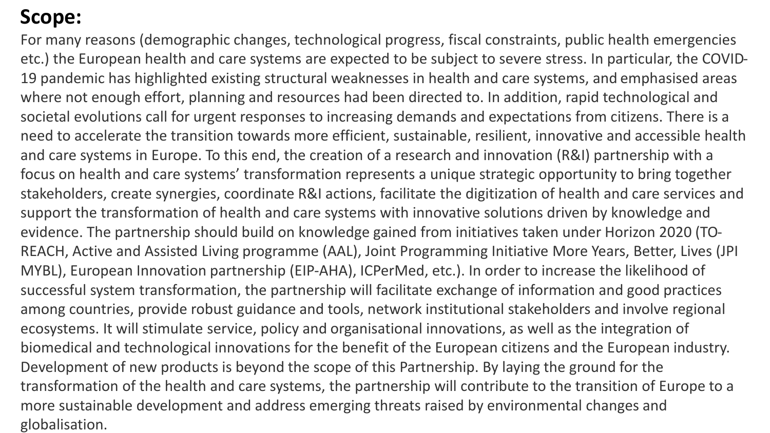## Scope:

For many reasons (demographic changes, technological progress, fiscal constraints, public health emergencies etc.) the European health and care systems are expected to be subject to severe stress. In particular, the COVID-19 pandemic has highlighted existing structural weaknesses in health and care systems, and emphasised areas where not enough effort, planning and resources had been directed to. In addition, rapid technological and societal evolutions call for urgent responses to increasing demands and expectations from citizens. There is a need to accelerate the transition towards more efficient, sustainable, resilient, innovative and accessible health and care systems in Europe. To this end, the creation of a research and innovation (R&I) partnership with a focus on health and care systems' transformation represents a unique strategic opportunity to bring together stakeholders, create synergies, coordinate R&I actions, facilitate the digitization of health and care services and support the transformation of health and care systems with innovative solutions driven by knowledge and evidence. The partnership should build on knowledge gained from initiatives taken under Horizon 2020 (TO-REACH, Active and Assisted Living programme (AAL), Joint Programming Initiative More Years, Better, Lives (JPI MYBL), European Innovation partnership (EIP-AHA), ICPerMed, etc.). In order to increase the likelihood of successful system transformation, the partnership will facilitate exchange of information and good practices among countries, provide robust guidance and tools, network institutional stakeholders and involve regional ecosystems. It will stimulate service, policy and organisational innovations, as well as the integration of biomedical and technological innovations for the benefit of the European citizens and the European industry. Development of new products is beyond the scope of this Partnership. By laying the ground for the transformation of the health and care systems, the partnership will contribute to the transition of Europe to a more sustainable development and address emerging threats raised by environmental changes and globalisation.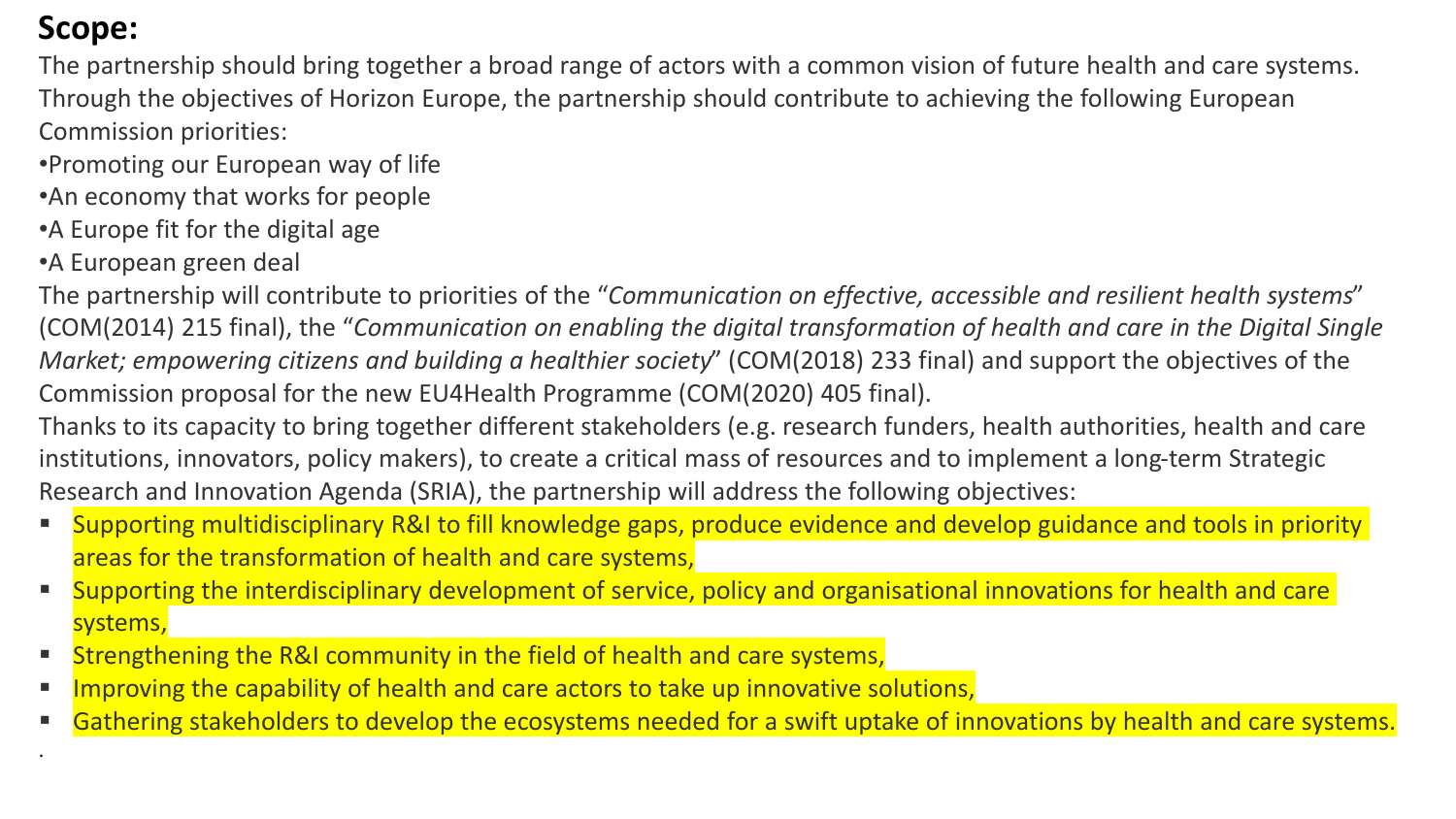## Scope:

The partnership should bring together a broad range of actors with a common vision of future health and care systems. Through the objectives of Horizon Europe, the partnership should contribute to achieving the following European Commission priorities:

- Promoting our European way of life
- An economy that works for people
- A Europe fit for the digital age
- A European green deal

The partnership will contribute to priorities of the "*Communication on effective, accessible and resilient health systems*" (COM(2014) 215 final), the "*Communication on enabling the digital transformation of health and care in the Digital Single Market; empowering citizens and building a healthier society*" (COM(2018) 233 final) and support the objectives of the Commission proposal for the new EU4Health Programme (COM(2020) 405 final).

Thanks to its capacity to bring together different stakeholders (e.g. research funders, health authorities, health and care institutions, innovators, policy makers), to create a critical mass of resources and to implement a long-term Strategic Research and Innovation Agenda (SRIA), the partnership will address the following objectives:

- Supporting multidisciplinary R&I to fill knowledge gaps, produce evidence and develop guidance and tools in priority areas for the transformation of health and care systems,
- Supporting the interdisciplinary development of service, policy and organisational innovations for health and care systems,
- Strengthening the R&I community in the field of health and care systems,
- Improving the capability of health and care actors to take up innovative solutions,
- Gathering stakeholders to develop the ecosystems needed for a swift uptake of innovations by health and care systems.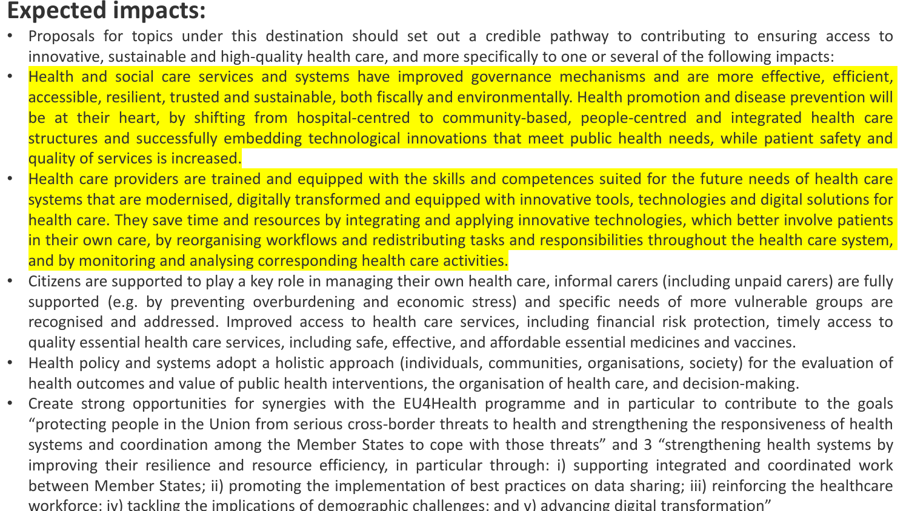# Expected impacts:

- Proposals for topics under this destination should set out a credible pathway to contributing to ensuring access to innovative, sustainable and high-quality health care, and more specifically to one or several of the following impacts:
- Health and social care services and systems have improved governance mechanisms and are more effective, efficient, accessible, resilient, trusted and sustainable, both fiscally and environmentally. Health promotion and disease prevention will be at their heart, by shifting from hospital-centred to community-based, people-centred and integrated health care structures and successfully embedding technological innovations that meet public health needs, while patient safety and quality of services is increased.
- Health care providers are trained and equipped with the skills and competences suited for the future needs of health care systems that are modernised, digitally transformed and equipped with innovative tools, technologies and digital solutions for health care. They save time and resources by integrating and applying innovative technologies, which better involve patients in their own care, by reorganising workflows and redistributing tasks and responsibilities throughout the health care system, and by monitoring and analysing corresponding health care activities.
- Citizens are supported to play a key role in managing their own health care, informal carers (including unpaid carers) are fully supported (e.g. by preventing overburdening and economic stress) and specific needs of more vulnerable groups are recognised and addressed. Improved access to health care services, including financial risk protection, timely access to quality essential health care services, including safe, effective, and affordable essential medicines and vaccines.
- Health policy and systems adopt a holistic approach (individuals, communities, organisations, society) for the evaluation of health outcomes and value of public health interventions, the organisation of health care, and decision-making.
- Create strong opportunities for synergies with the EU4Health programme and in particular to contribute to the goals "protecting people in the Union from serious cross-border threats to health and strengthening the responsiveness of health systems and coordination among the Member States to cope with those threats" and 3 "strengthening health systems by improving their resilience and resource efficiency, in particular through: i) supporting integrated and coordinated work between Member States; ii) promoting the implementation of best practices on data sharing; iii) reinforcing the healthcare workforce; iv) tackling the implications of demographic challenges; and v) advancing digital transformation"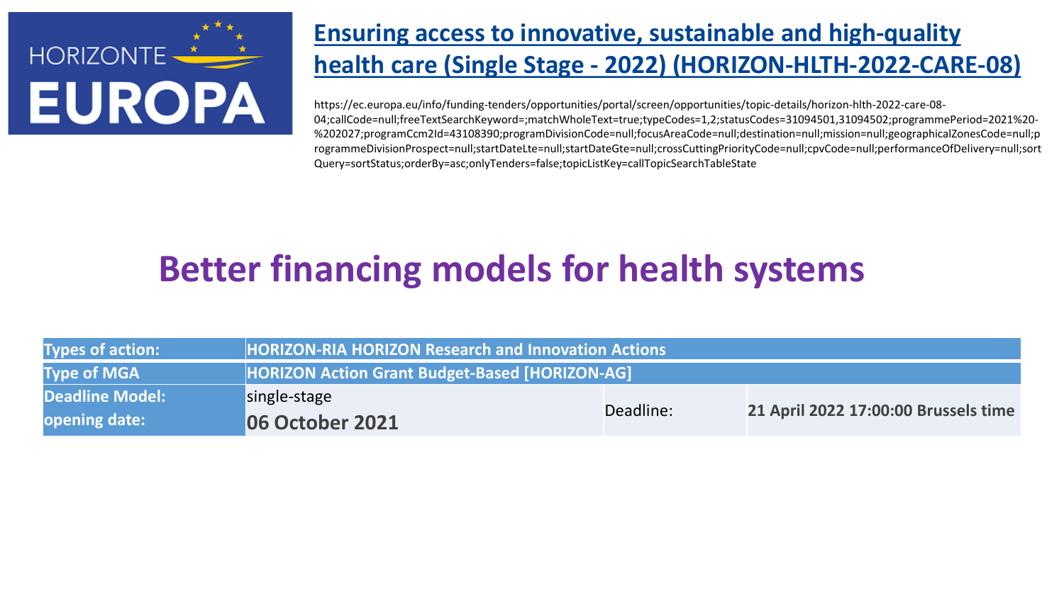HORIZONTE EUROPA

## Ensuring access to innovative, sustainable and high-quality health care (Single Stage - 2022) (HORIZON-HLTH-2022-CARE-08)

https://ec.europa.eu/info/funding-tenders/opportunities/portal/screen/opportunities/topic-details/horizon-hlth-2022-care-08-04;callCode=null;freeTextSearchKeyword=;matchWholeText=true;typeCodes=1,2;statusCodes=31094501,31094502;programmePeriod=2021%20-%202027;programCcm2Id=43108390;programDivisionCode=null;focusAreaCode=null;destination=null;mission=null;geographicalZonesCode=null;programmeDivisionProspect=null;startDateLte=null;startDateGte=null;crossCuttingPriorityCode=null;cpvCode=null;performanceOfDelivery=null;sortQuery=sortStatus;orderBy=asc;onlyTenders=false;topicListKey=callTopicSearchTableState

# Better financing models for health systems

| **Types of action:** | **HORIZON-RIA HORIZON Research and Innovation Actions** | | |
|---|---|---|---|
| **Type of MGA** | **HORIZON Action Grant Budget-Based [HORIZON-AG]** | | |
| **Deadline Model:** | single-stage | Deadline: | **21 April 2022 17:00:00 Brussels time** |
| **opening date:** | **06 October 2021** | | |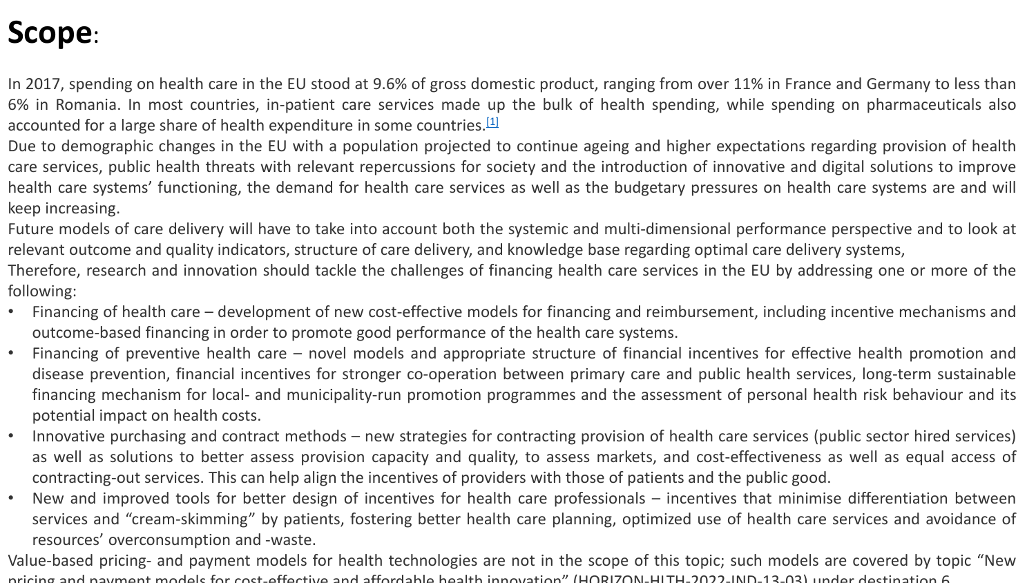# Scope:

In 2017, spending on health care in the EU stood at 9.6% of gross domestic product, ranging from over 11% in France and Germany to less than 6% in Romania. In most countries, in-patient care services made up the bulk of health spending, while spending on pharmaceuticals also accounted for a large share of health expenditure in some countries.[1]

Due to demographic changes in the EU with a population projected to continue ageing and higher expectations regarding provision of health care services, public health threats with relevant repercussions for society and the introduction of innovative and digital solutions to improve health care systems' functioning, the demand for health care services as well as the budgetary pressures on health care systems are and will keep increasing.

Future models of care delivery will have to take into account both the systemic and multi-dimensional performance perspective and to look at relevant outcome and quality indicators, structure of care delivery, and knowledge base regarding optimal care delivery systems,

Therefore, research and innovation should tackle the challenges of financing health care services in the EU by addressing one or more of the following:

- Financing of health care – development of new cost-effective models for financing and reimbursement, including incentive mechanisms and outcome-based financing in order to promote good performance of the health care systems.
- Financing of preventive health care – novel models and appropriate structure of financial incentives for effective health promotion and disease prevention, financial incentives for stronger co-operation between primary care and public health services, long-term sustainable financing mechanism for local- and municipality-run promotion programmes and the assessment of personal health risk behaviour and its potential impact on health costs.
- Innovative purchasing and contract methods – new strategies for contracting provision of health care services (public sector hired services) as well as solutions to better assess provision capacity and quality, to assess markets, and cost-effectiveness as well as equal access of contracting-out services. This can help align the incentives of providers with those of patients and the public good.
- New and improved tools for better design of incentives for health care professionals – incentives that minimise differentiation between services and "cream-skimming" by patients, fostering better health care planning, optimized use of health care services and avoidance of resources' overconsumption and -waste.

Value-based pricing- and payment models for health technologies are not in the scope of this topic; such models are covered by topic "New pricing and payment models for cost-effective and affordable health innovation" (HORIZON-HLTH-2022-IND-13-03) under destination 6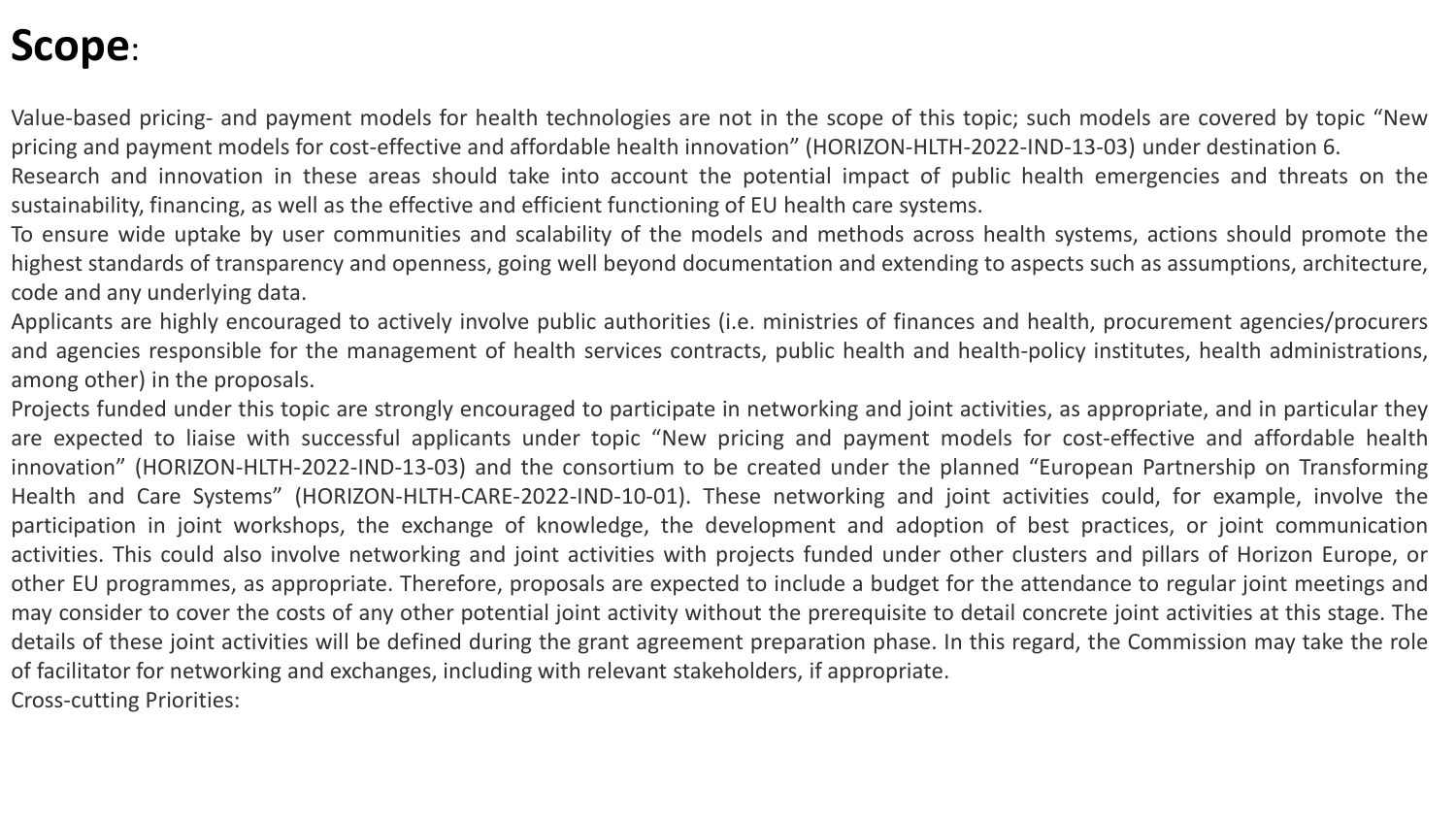# **Scope**:

Value-based pricing- and payment models for health technologies are not in the scope of this topic; such models are covered by topic "New pricing and payment models for cost-effective and affordable health innovation" (HORIZON-HLTH-2022-IND-13-03) under destination 6.

Research and innovation in these areas should take into account the potential impact of public health emergencies and threats on the sustainability, financing, as well as the effective and efficient functioning of EU health care systems.

To ensure wide uptake by user communities and scalability of the models and methods across health systems, actions should promote the highest standards of transparency and openness, going well beyond documentation and extending to aspects such as assumptions, architecture, code and any underlying data.

Applicants are highly encouraged to actively involve public authorities (i.e. ministries of finances and health, procurement agencies/procurers and agencies responsible for the management of health services contracts, public health and health-policy institutes, health administrations, among other) in the proposals.

Projects funded under this topic are strongly encouraged to participate in networking and joint activities, as appropriate, and in particular they are expected to liaise with successful applicants under topic "New pricing and payment models for cost-effective and affordable health innovation" (HORIZON-HLTH-2022-IND-13-03) and the consortium to be created under the planned "European Partnership on Transforming Health and Care Systems" (HORIZON-HLTH-CARE-2022-IND-10-01). These networking and joint activities could, for example, involve the participation in joint workshops, the exchange of knowledge, the development and adoption of best practices, or joint communication activities. This could also involve networking and joint activities with projects funded under other clusters and pillars of Horizon Europe, or other EU programmes, as appropriate. Therefore, proposals are expected to include a budget for the attendance to regular joint meetings and may consider to cover the costs of any other potential joint activity without the prerequisite to detail concrete joint activities at this stage. The details of these joint activities will be defined during the grant agreement preparation phase. In this regard, the Commission may take the role of facilitator for networking and exchanges, including with relevant stakeholders, if appropriate.

Cross-cutting Priorities: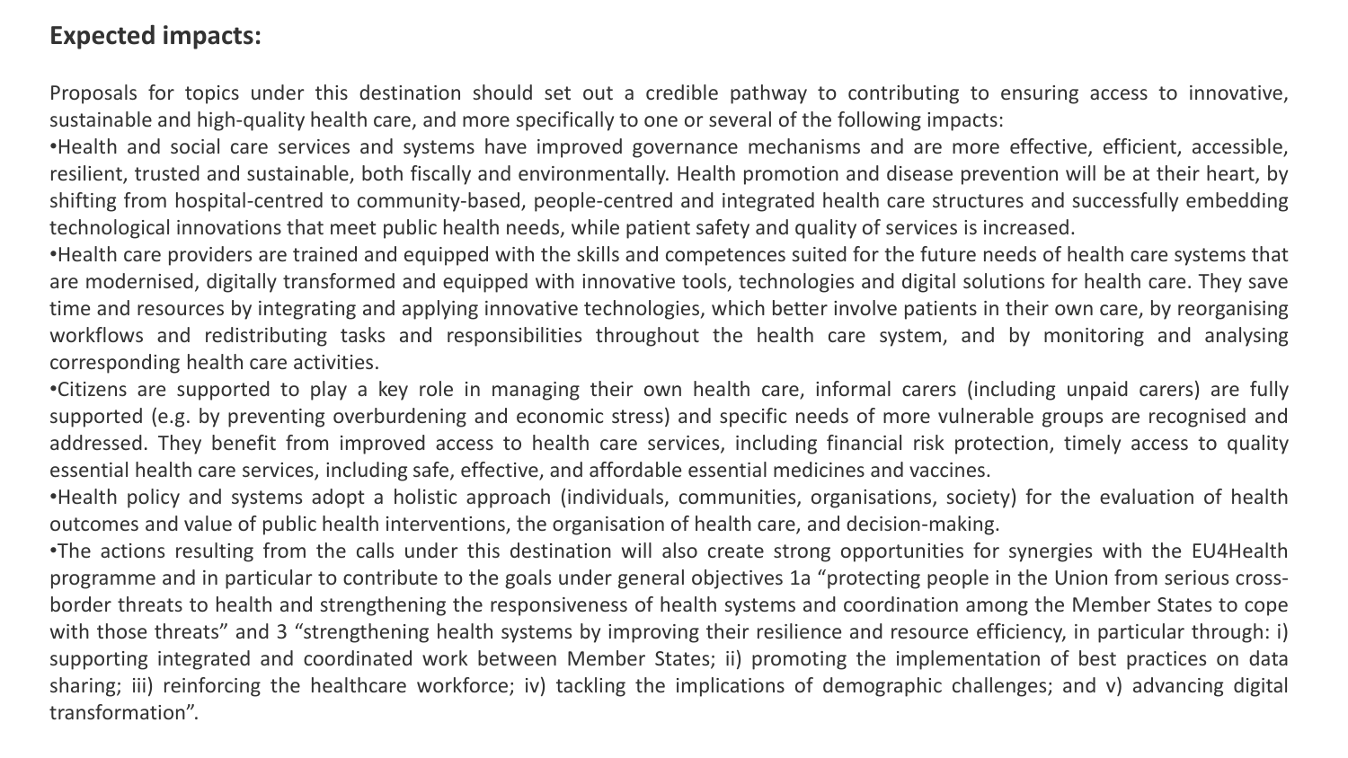## Expected impacts:

Proposals for topics under this destination should set out a credible pathway to contributing to ensuring access to innovative, sustainable and high-quality health care, and more specifically to one or several of the following impacts:

- Health and social care services and systems have improved governance mechanisms and are more effective, efficient, accessible, resilient, trusted and sustainable, both fiscally and environmentally. Health promotion and disease prevention will be at their heart, by shifting from hospital-centred to community-based, people-centred and integrated health care structures and successfully embedding technological innovations that meet public health needs, while patient safety and quality of services is increased.
- Health care providers are trained and equipped with the skills and competences suited for the future needs of health care systems that are modernised, digitally transformed and equipped with innovative tools, technologies and digital solutions for health care. They save time and resources by integrating and applying innovative technologies, which better involve patients in their own care, by reorganising workflows and redistributing tasks and responsibilities throughout the health care system, and by monitoring and analysing corresponding health care activities.
- Citizens are supported to play a key role in managing their own health care, informal carers (including unpaid carers) are fully supported (e.g. by preventing overburdening and economic stress) and specific needs of more vulnerable groups are recognised and addressed. They benefit from improved access to health care services, including financial risk protection, timely access to quality essential health care services, including safe, effective, and affordable essential medicines and vaccines.
- Health policy and systems adopt a holistic approach (individuals, communities, organisations, society) for the evaluation of health outcomes and value of public health interventions, the organisation of health care, and decision-making.
- The actions resulting from the calls under this destination will also create strong opportunities for synergies with the EU4Health programme and in particular to contribute to the goals under general objectives 1a "protecting people in the Union from serious cross-border threats to health and strengthening the responsiveness of health systems and coordination among the Member States to cope with those threats" and 3 "strengthening health systems by improving their resilience and resource efficiency, in particular through: i) supporting integrated and coordinated work between Member States; ii) promoting the implementation of best practices on data sharing; iii) reinforcing the healthcare workforce; iv) tackling the implications of demographic challenges; and v) advancing digital transformation".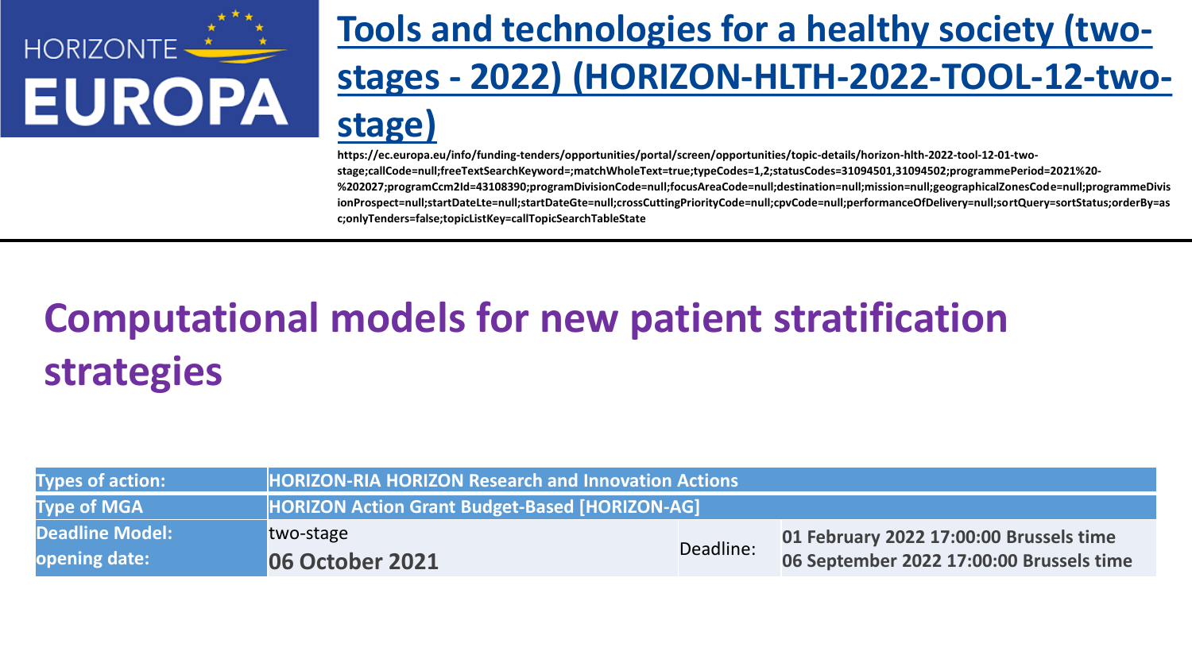HORIZONTE EUROPA

# [Tools and technologies for a healthy society (two-stages - 2022) (HORIZON-HLTH-2022-TOOL-12-two-stage)]

https://ec.europa.eu/info/funding-tenders/opportunities/portal/screen/opportunities/topic-details/horizon-hlth-2022-tool-12-01-two-stage;callCode=null;freeTextSearchKeyword=;matchWholeText=true;typeCodes=1,2;statusCodes=31094501,31094502;programmePeriod=2021%20-%202027;programCcm2Id=43108390;programDivisionCode=null;focusAreaCode=null;destination=null;mission=null;geographicalZonesCode=null;programmeDivisionProspect=null;startDateLte=null;startDateGte=null;crossCuttingPriorityCode=null;cpvCode=null;performanceOfDelivery=null;sortQuery=sortStatus;orderBy=asc;onlyTenders=false;topicListKey=callTopicSearchTableState

## Computational models for new patient stratification strategies

| | | | |
|---|---|---|---|
| **Types of action:** | **HORIZON-RIA HORIZON Research and Innovation Actions** | | |
| **Type of MGA** | **HORIZON Action Grant Budget-Based [HORIZON-AG]** | | |
| **Deadline Model:** | two-stage | Deadline: | **01 February 2022 17:00:00 Brussels time** |
| **opening date:** | **06 October 2021** | | **06 September 2022 17:00:00 Brussels time** |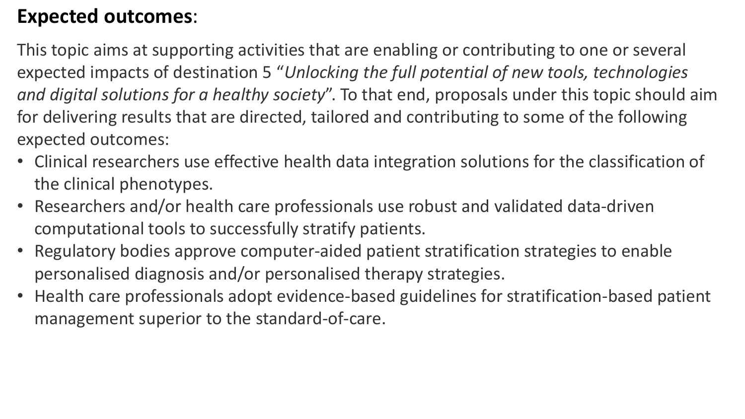**Expected outcomes**:

This topic aims at supporting activities that are enabling or contributing to one or several expected impacts of destination 5 “*Unlocking the full potential of new tools, technologies and digital solutions for a healthy society*”. To that end, proposals under this topic should aim for delivering results that are directed, tailored and contributing to some of the following expected outcomes:

- Clinical researchers use effective health data integration solutions for the classification of the clinical phenotypes.
- Researchers and/or health care professionals use robust and validated data-driven computational tools to successfully stratify patients.
- Regulatory bodies approve computer-aided patient stratification strategies to enable personalised diagnosis and/or personalised therapy strategies.
- Health care professionals adopt evidence-based guidelines for stratification-based patient management superior to the standard-of-care.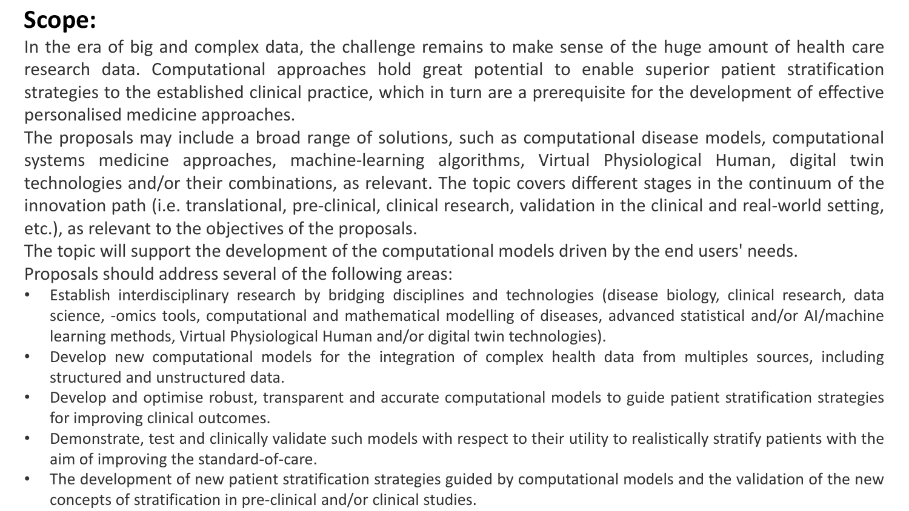## Scope:

In the era of big and complex data, the challenge remains to make sense of the huge amount of health care research data. Computational approaches hold great potential to enable superior patient stratification strategies to the established clinical practice, which in turn are a prerequisite for the development of effective personalised medicine approaches.

The proposals may include a broad range of solutions, such as computational disease models, computational systems medicine approaches, machine-learning algorithms, Virtual Physiological Human, digital twin technologies and/or their combinations, as relevant. The topic covers different stages in the continuum of the innovation path (i.e. translational, pre-clinical, clinical research, validation in the clinical and real-world setting, etc.), as relevant to the objectives of the proposals.

The topic will support the development of the computational models driven by the end users' needs.

Proposals should address several of the following areas:

- Establish interdisciplinary research by bridging disciplines and technologies (disease biology, clinical research, data science, -omics tools, computational and mathematical modelling of diseases, advanced statistical and/or AI/machine learning methods, Virtual Physiological Human and/or digital twin technologies).
- Develop new computational models for the integration of complex health data from multiples sources, including structured and unstructured data.
- Develop and optimise robust, transparent and accurate computational models to guide patient stratification strategies for improving clinical outcomes.
- Demonstrate, test and clinically validate such models with respect to their utility to realistically stratify patients with the aim of improving the standard-of-care.
- The development of new patient stratification strategies guided by computational models and the validation of the new concepts of stratification in pre-clinical and/or clinical studies.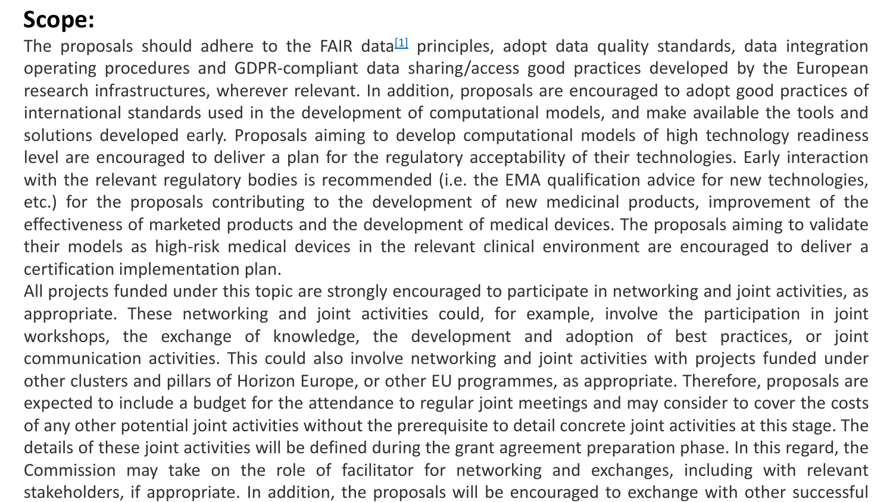## Scope:

The proposals should adhere to the FAIR data[1] principles, adopt data quality standards, data integration operating procedures and GDPR-compliant data sharing/access good practices developed by the European research infrastructures, wherever relevant. In addition, proposals are encouraged to adopt good practices of international standards used in the development of computational models, and make available the tools and solutions developed early. Proposals aiming to develop computational models of high technology readiness level are encouraged to deliver a plan for the regulatory acceptability of their technologies. Early interaction with the relevant regulatory bodies is recommended (i.e. the EMA qualification advice for new technologies, etc.) for the proposals contributing to the development of new medicinal products, improvement of the effectiveness of marketed products and the development of medical devices. The proposals aiming to validate their models as high-risk medical devices in the relevant clinical environment are encouraged to deliver a certification implementation plan.

All projects funded under this topic are strongly encouraged to participate in networking and joint activities, as appropriate. These networking and joint activities could, for example, involve the participation in joint workshops, the exchange of knowledge, the development and adoption of best practices, or joint communication activities. This could also involve networking and joint activities with projects funded under other clusters and pillars of Horizon Europe, or other EU programmes, as appropriate. Therefore, proposals are expected to include a budget for the attendance to regular joint meetings and may consider to cover the costs of any other potential joint activities without the prerequisite to detail concrete joint activities at this stage. The details of these joint activities will be defined during the grant agreement preparation phase. In this regard, the Commission may take on the role of facilitator for networking and exchanges, including with relevant stakeholders, if appropriate. In addition, the proposals will be encouraged to exchange with other successful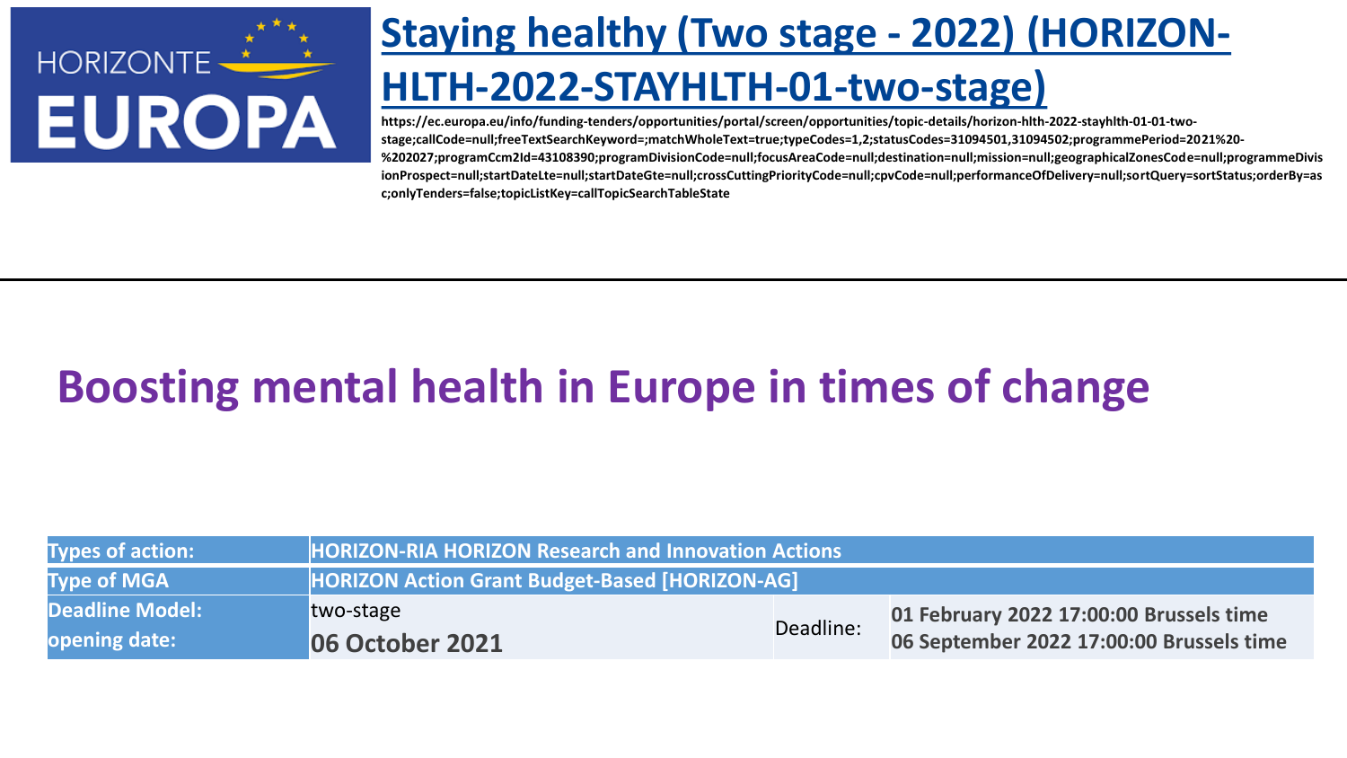# Staying healthy (Two stage - 2022) (HORIZON-HLTH-2022-STAYHLTH-01-two-stage)

https://ec.europa.eu/info/funding-tenders/opportunities/portal/screen/opportunities/topic-details/horizon-hlth-2022-stayhlth-01-01-two-stage;callCode=null;freeTextSearchKeyword=;matchWholeText=true;typeCodes=1,2;statusCodes=31094501,31094502;programmePeriod=2021%20-%202027;programCcm2Id=43108390;programDivisionCode=null;focusAreaCode=null;destination=null;mission=null;geographicalZonesCode=null;programmeDivisionProspect=null;startDateLte=null;startDateGte=null;crossCuttingPriorityCode=null;cpvCode=null;performanceOfDelivery=null;sortQuery=sortStatus;orderBy=asc;onlyTenders=false;topicListKey=callTopicSearchTableState

## Boosting mental health in Europe in times of change

| Types of action: | HORIZON-RIA HORIZON Research and Innovation Actions | | |
|---|---|---|---|
| Type of MGA | HORIZON Action Grant Budget-Based [HORIZON-AG] | | |
| Deadline Model: | two-stage | Deadline: | 01 February 2022 17:00:00 Brussels time |
| opening date: | 06 October 2021 | | 06 September 2022 17:00:00 Brussels time |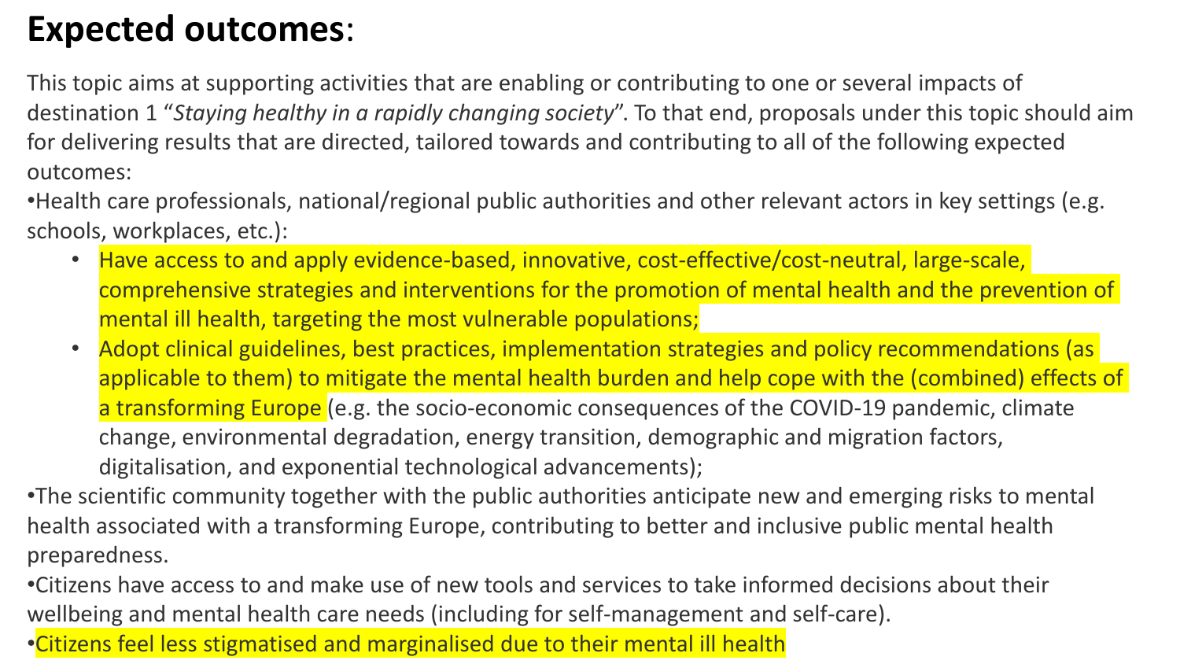# **Expected outcomes**:

This topic aims at supporting activities that are enabling or contributing to one or several impacts of destination 1 "*Staying healthy in a rapidly changing society*". To that end, proposals under this topic should aim for delivering results that are directed, tailored towards and contributing to all of the following expected outcomes:

- Health care professionals, national/regional public authorities and other relevant actors in key settings (e.g. schools, workplaces, etc.):
  - Have access to and apply evidence-based, innovative, cost-effective/cost-neutral, large-scale, comprehensive strategies and interventions for the promotion of mental health and the prevention of mental ill health, targeting the most vulnerable populations;
  - Adopt clinical guidelines, best practices, implementation strategies and policy recommendations (as applicable to them) to mitigate the mental health burden and help cope with the (combined) effects of a transforming Europe (e.g. the socio-economic consequences of the COVID-19 pandemic, climate change, environmental degradation, energy transition, demographic and migration factors, digitalisation, and exponential technological advancements);
- The scientific community together with the public authorities anticipate new and emerging risks to mental health associated with a transforming Europe, contributing to better and inclusive public mental health preparedness.
- Citizens have access to and make use of new tools and services to take informed decisions about their wellbeing and mental health care needs (including for self-management and self-care).
- Citizens feel less stigmatised and marginalised due to their mental ill health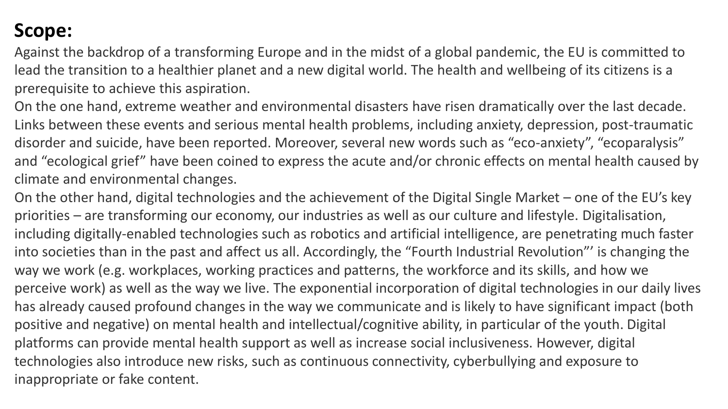## Scope:

Against the backdrop of a transforming Europe and in the midst of a global pandemic, the EU is committed to lead the transition to a healthier planet and a new digital world. The health and wellbeing of its citizens is a prerequisite to achieve this aspiration.

On the one hand, extreme weather and environmental disasters have risen dramatically over the last decade. Links between these events and serious mental health problems, including anxiety, depression, post-traumatic disorder and suicide, have been reported. Moreover, several new words such as "eco-anxiety", "ecoparalysis" and "ecological grief" have been coined to express the acute and/or chronic effects on mental health caused by climate and environmental changes.

On the other hand, digital technologies and the achievement of the Digital Single Market – one of the EU's key priorities – are transforming our economy, our industries as well as our culture and lifestyle. Digitalisation, including digitally-enabled technologies such as robotics and artificial intelligence, are penetrating much faster into societies than in the past and affect us all. Accordingly, the "Fourth Industrial Revolution"' is changing the way we work (e.g. workplaces, working practices and patterns, the workforce and its skills, and how we perceive work) as well as the way we live. The exponential incorporation of digital technologies in our daily lives has already caused profound changes in the way we communicate and is likely to have significant impact (both positive and negative) on mental health and intellectual/cognitive ability, in particular of the youth. Digital platforms can provide mental health support as well as increase social inclusiveness. However, digital technologies also introduce new risks, such as continuous connectivity, cyberbullying and exposure to inappropriate or fake content.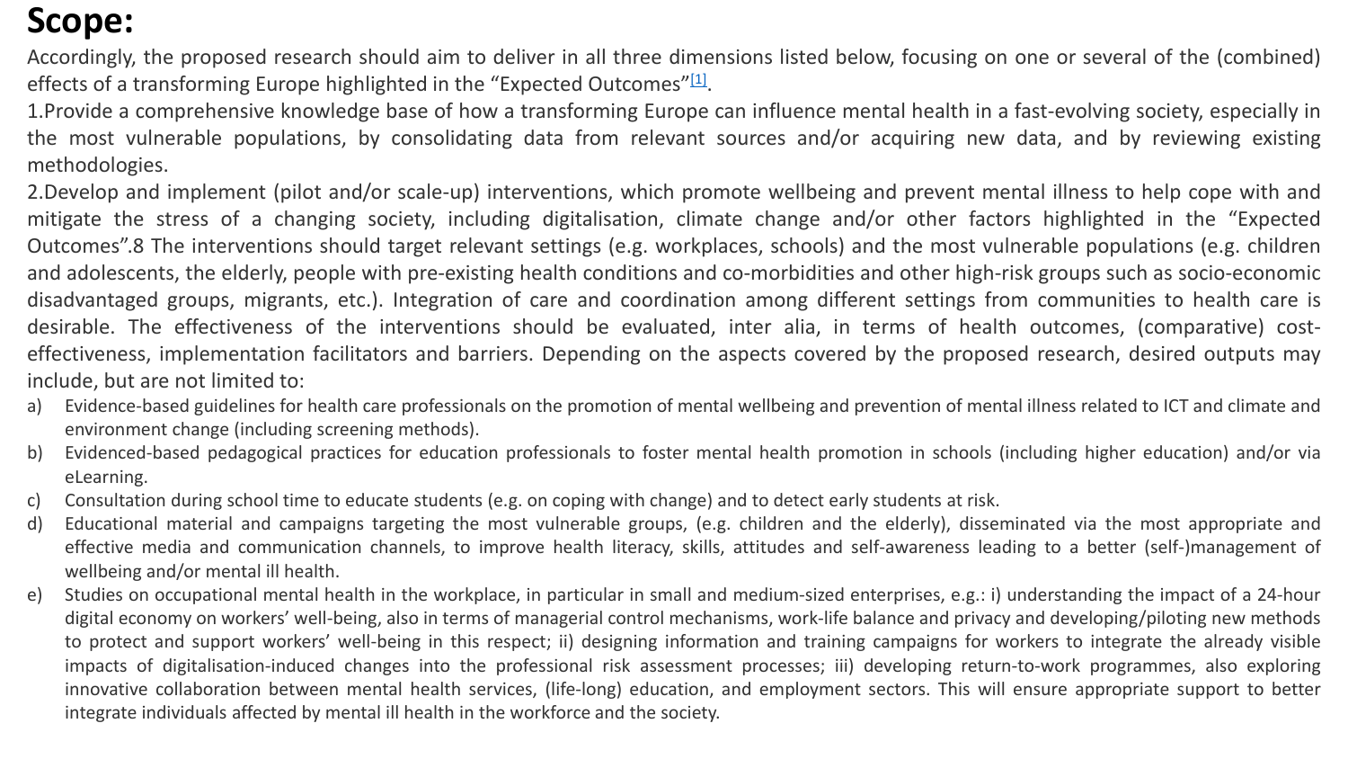# Scope:

Accordingly, the proposed research should aim to deliver in all three dimensions listed below, focusing on one or several of the (combined) effects of a transforming Europe highlighted in the "Expected Outcomes"[1].

1. Provide a comprehensive knowledge base of how a transforming Europe can influence mental health in a fast-evolving society, especially in the most vulnerable populations, by consolidating data from relevant sources and/or acquiring new data, and by reviewing existing methodologies.

2. Develop and implement (pilot and/or scale-up) interventions, which promote wellbeing and prevent mental illness to help cope with and mitigate the stress of a changing society, including digitalisation, climate change and/or other factors highlighted in the "Expected Outcomes".8 The interventions should target relevant settings (e.g. workplaces, schools) and the most vulnerable populations (e.g. children and adolescents, the elderly, people with pre-existing health conditions and co-morbidities and other high-risk groups such as socio-economic disadvantaged groups, migrants, etc.). Integration of care and coordination among different settings from communities to health care is desirable. The effectiveness of the interventions should be evaluated, inter alia, in terms of health outcomes, (comparative) cost-effectiveness, implementation facilitators and barriers. Depending on the aspects covered by the proposed research, desired outputs may include, but are not limited to:

a) Evidence-based guidelines for health care professionals on the promotion of mental wellbeing and prevention of mental illness related to ICT and climate and environment change (including screening methods).
b) Evidenced-based pedagogical practices for education professionals to foster mental health promotion in schools (including higher education) and/or via eLearning.
c) Consultation during school time to educate students (e.g. on coping with change) and to detect early students at risk.
d) Educational material and campaigns targeting the most vulnerable groups, (e.g. children and the elderly), disseminated via the most appropriate and effective media and communication channels, to improve health literacy, skills, attitudes and self-awareness leading to a better (self-)management of wellbeing and/or mental ill health.
e) Studies on occupational mental health in the workplace, in particular in small and medium-sized enterprises, e.g.: i) understanding the impact of a 24-hour digital economy on workers' well-being, also in terms of managerial control mechanisms, work-life balance and privacy and developing/piloting new methods to protect and support workers' well-being in this respect; ii) designing information and training campaigns for workers to integrate the already visible impacts of digitalisation-induced changes into the professional risk assessment processes; iii) developing return-to-work programmes, also exploring innovative collaboration between mental health services, (life-long) education, and employment sectors. This will ensure appropriate support to better integrate individuals affected by mental ill health in the workforce and the society.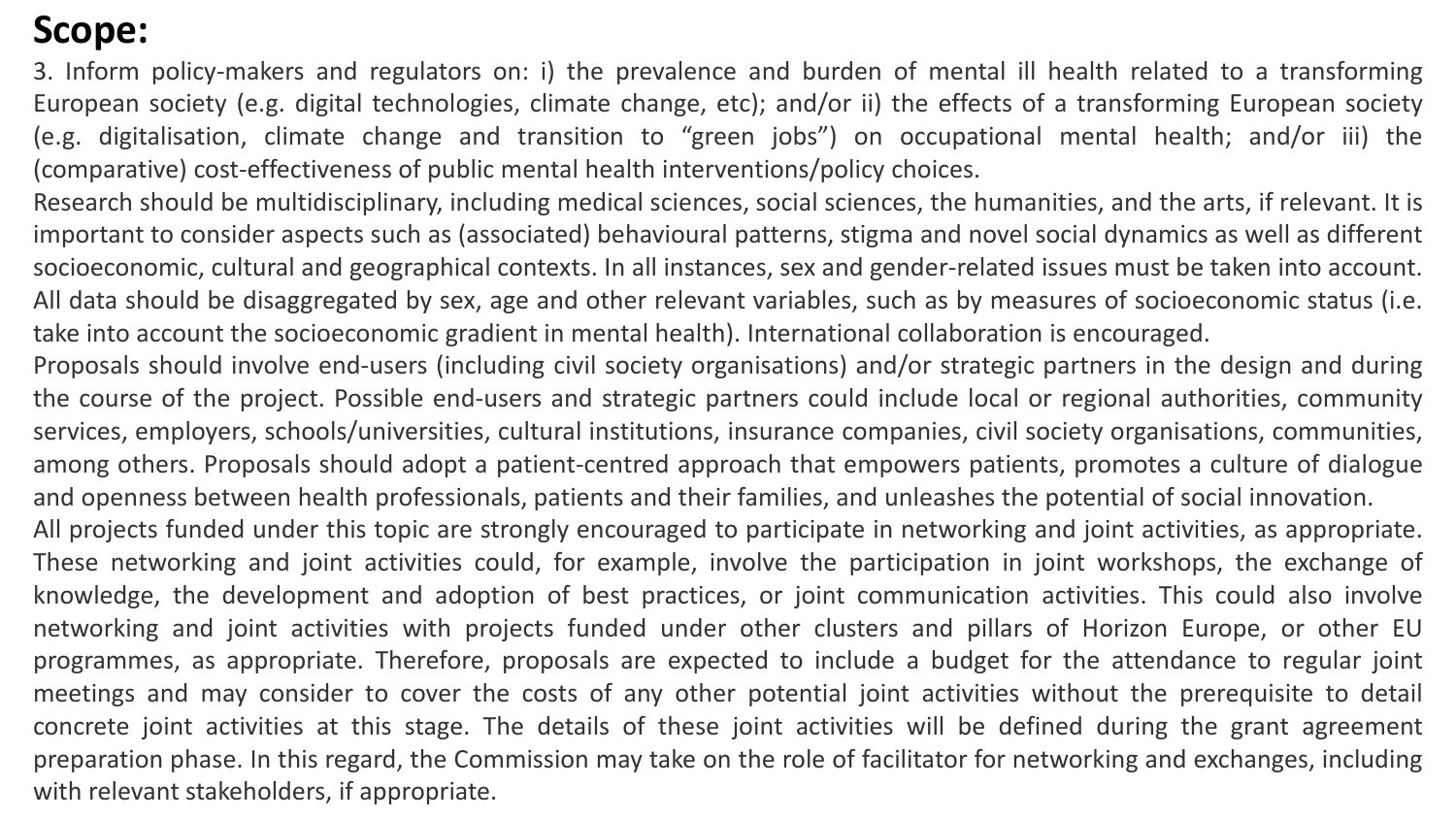# Scope:

3. Inform policy-makers and regulators on: i) the prevalence and burden of mental ill health related to a transforming European society (e.g. digital technologies, climate change, etc); and/or ii) the effects of a transforming European society (e.g. digitalisation, climate change and transition to "green jobs") on occupational mental health; and/or iii) the (comparative) cost-effectiveness of public mental health interventions/policy choices.

Research should be multidisciplinary, including medical sciences, social sciences, the humanities, and the arts, if relevant. It is important to consider aspects such as (associated) behavioural patterns, stigma and novel social dynamics as well as different socioeconomic, cultural and geographical contexts. In all instances, sex and gender-related issues must be taken into account. All data should be disaggregated by sex, age and other relevant variables, such as by measures of socioeconomic status (i.e. take into account the socioeconomic gradient in mental health). International collaboration is encouraged.

Proposals should involve end-users (including civil society organisations) and/or strategic partners in the design and during the course of the project. Possible end-users and strategic partners could include local or regional authorities, community services, employers, schools/universities, cultural institutions, insurance companies, civil society organisations, communities, among others. Proposals should adopt a patient-centred approach that empowers patients, promotes a culture of dialogue and openness between health professionals, patients and their families, and unleashes the potential of social innovation.

All projects funded under this topic are strongly encouraged to participate in networking and joint activities, as appropriate. These networking and joint activities could, for example, involve the participation in joint workshops, the exchange of knowledge, the development and adoption of best practices, or joint communication activities. This could also involve networking and joint activities with projects funded under other clusters and pillars of Horizon Europe, or other EU programmes, as appropriate. Therefore, proposals are expected to include a budget for the attendance to regular joint meetings and may consider to cover the costs of any other potential joint activities without the prerequisite to detail concrete joint activities at this stage. The details of these joint activities will be defined during the grant agreement preparation phase. In this regard, the Commission may take on the role of facilitator for networking and exchanges, including with relevant stakeholders, if appropriate.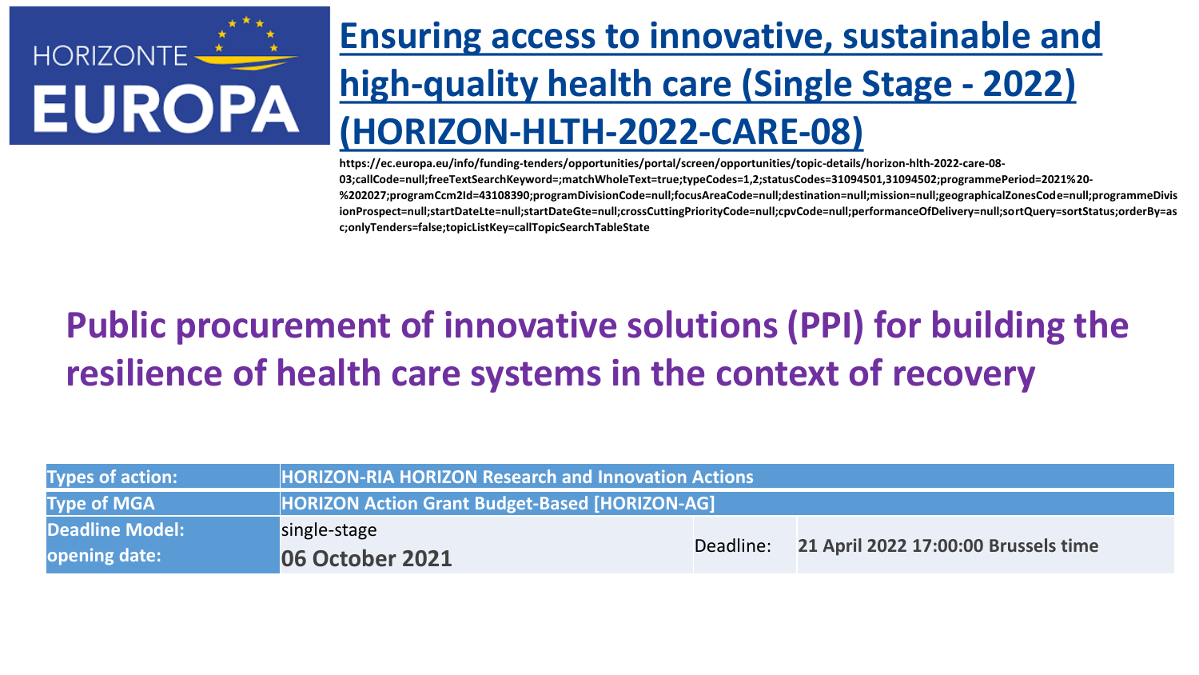HORIZONTE EUROPA

# Ensuring access to innovative, sustainable and high-quality health care (Single Stage - 2022) (HORIZON-HLTH-2022-CARE-08)

https://ec.europa.eu/info/funding-tenders/opportunities/portal/screen/opportunities/topic-details/horizon-hlth-2022-care-08-03;callCode=null;freeTextSearchKeyword=;matchWholeText=true;typeCodes=1,2;statusCodes=31094501,31094502;programmePeriod=2021%20-%202027;programCcm2Id=43108390;programDivisionCode=null;focusAreaCode=null;destination=null;mission=null;geographicalZonesCode=null;programmeDivisionProspect=null;startDateLte=null;startDateGte=null;crossCuttingPriorityCode=null;cpvCode=null;performanceOfDelivery=null;sortQuery=sortStatus;orderBy=asc;onlyTenders=false;topicListKey=callTopicSearchTableState

## Public procurement of innovative solutions (PPI) for building the resilience of health care systems in the context of recovery

| Types of action: | HORIZON-RIA HORIZON Research and Innovation Actions | | |
|---|---|---|---|
| Type of MGA | HORIZON Action Grant Budget-Based [HORIZON-AG] | | |
| Deadline Model: | single-stage | Deadline: | 21 April 2022 17:00:00 Brussels time |
| opening date: | 06 October 2021 | | |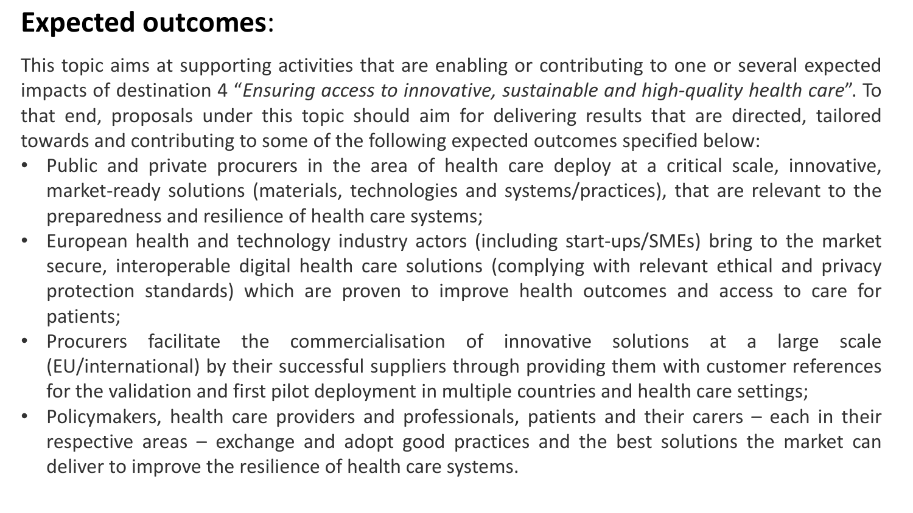# **Expected outcomes**:

This topic aims at supporting activities that are enabling or contributing to one or several expected impacts of destination 4 "*Ensuring access to innovative, sustainable and high-quality health care*". To that end, proposals under this topic should aim for delivering results that are directed, tailored towards and contributing to some of the following expected outcomes specified below:

- Public and private procurers in the area of health care deploy at a critical scale, innovative, market-ready solutions (materials, technologies and systems/practices), that are relevant to the preparedness and resilience of health care systems;
- European health and technology industry actors (including start-ups/SMEs) bring to the market secure, interoperable digital health care solutions (complying with relevant ethical and privacy protection standards) which are proven to improve health outcomes and access to care for patients;
- Procurers facilitate the commercialisation of innovative solutions at a large scale (EU/international) by their successful suppliers through providing them with customer references for the validation and first pilot deployment in multiple countries and health care settings;
- Policymakers, health care providers and professionals, patients and their carers – each in their respective areas – exchange and adopt good practices and the best solutions the market can deliver to improve the resilience of health care systems.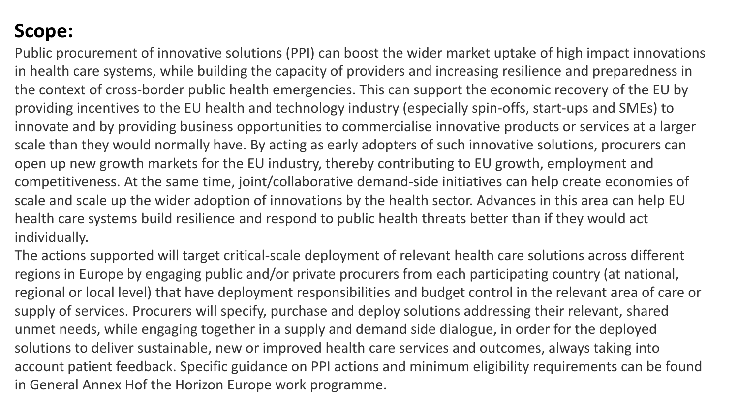**Scope:**

Public procurement of innovative solutions (PPI) can boost the wider market uptake of high impact innovations in health care systems, while building the capacity of providers and increasing resilience and preparedness in the context of cross-border public health emergencies. This can support the economic recovery of the EU by providing incentives to the EU health and technology industry (especially spin-offs, start-ups and SMEs) to innovate and by providing business opportunities to commercialise innovative products or services at a larger scale than they would normally have. By acting as early adopters of such innovative solutions, procurers can open up new growth markets for the EU industry, thereby contributing to EU growth, employment and competitiveness. At the same time, joint/collaborative demand-side initiatives can help create economies of scale and scale up the wider adoption of innovations by the health sector. Advances in this area can help EU health care systems build resilience and respond to public health threats better than if they would act individually.

The actions supported will target critical-scale deployment of relevant health care solutions across different regions in Europe by engaging public and/or private procurers from each participating country (at national, regional or local level) that have deployment responsibilities and budget control in the relevant area of care or supply of services. Procurers will specify, purchase and deploy solutions addressing their relevant, shared unmet needs, while engaging together in a supply and demand side dialogue, in order for the deployed solutions to deliver sustainable, new or improved health care services and outcomes, always taking into account patient feedback. Specific guidance on PPI actions and minimum eligibility requirements can be found in General Annex Hof the Horizon Europe work programme.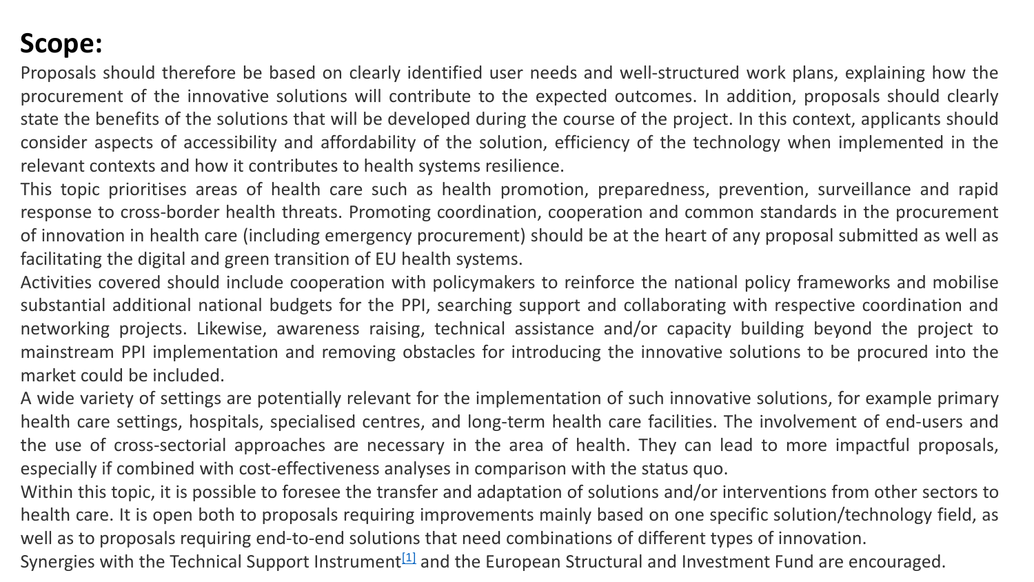# Scope:

Proposals should therefore be based on clearly identified user needs and well-structured work plans, explaining how the procurement of the innovative solutions will contribute to the expected outcomes. In addition, proposals should clearly state the benefits of the solutions that will be developed during the course of the project. In this context, applicants should consider aspects of accessibility and affordability of the solution, efficiency of the technology when implemented in the relevant contexts and how it contributes to health systems resilience.

This topic prioritises areas of health care such as health promotion, preparedness, prevention, surveillance and rapid response to cross-border health threats. Promoting coordination, cooperation and common standards in the procurement of innovation in health care (including emergency procurement) should be at the heart of any proposal submitted as well as facilitating the digital and green transition of EU health systems.

Activities covered should include cooperation with policymakers to reinforce the national policy frameworks and mobilise substantial additional national budgets for the PPI, searching support and collaborating with respective coordination and networking projects. Likewise, awareness raising, technical assistance and/or capacity building beyond the project to mainstream PPI implementation and removing obstacles for introducing the innovative solutions to be procured into the market could be included.

A wide variety of settings are potentially relevant for the implementation of such innovative solutions, for example primary health care settings, hospitals, specialised centres, and long-term health care facilities. The involvement of end-users and the use of cross-sectorial approaches are necessary in the area of health. They can lead to more impactful proposals, especially if combined with cost-effectiveness analyses in comparison with the status quo.

Within this topic, it is possible to foresee the transfer and adaptation of solutions and/or interventions from other sectors to health care. It is open both to proposals requiring improvements mainly based on one specific solution/technology field, as well as to proposals requiring end-to-end solutions that need combinations of different types of innovation.

Synergies with the Technical Support Instrument[1] and the European Structural and Investment Fund are encouraged.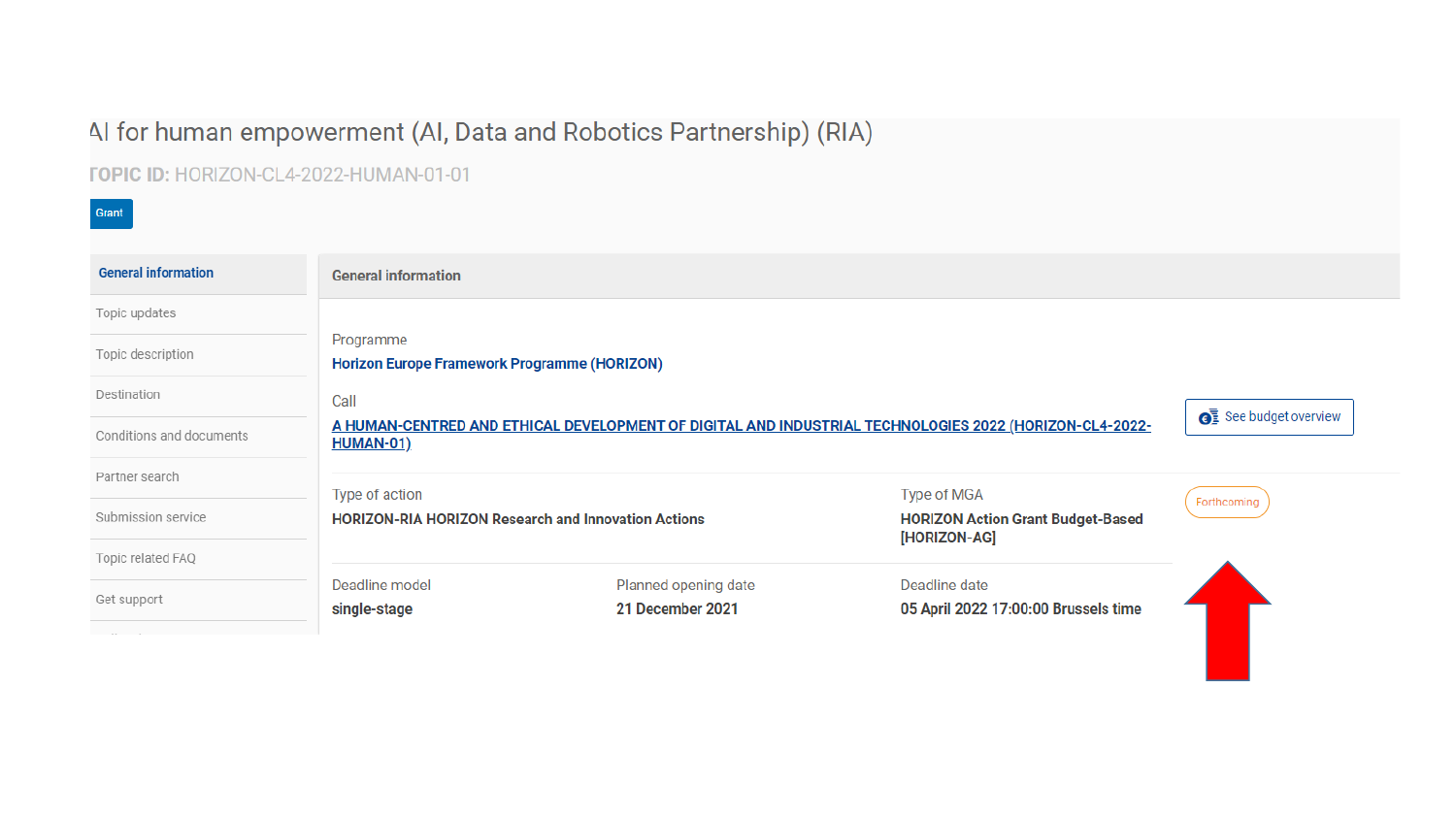# AI for human empowerment (AI, Data and Robotics Partnership) (RIA)

**TOPIC ID:** HORIZON-CL4-2022-HUMAN-01-01

Grant

- General information
- Topic updates
- Topic description
- Destination
- Conditions and documents
- Partner search
- Submission service
- Topic related FAQ
- Get support

## General information

Programme

**Horizon Europe Framework Programme (HORIZON)**

Call

**A HUMAN-CENTRED AND ETHICAL DEVELOPMENT OF DIGITAL AND INDUSTRIAL TECHNOLOGIES 2022 (HORIZON-CL4-2022-HUMAN-01)**

See budget overview

Type of action

**HORIZON-RIA HORIZON Research and Innovation Actions**

Type of MGA

**HORIZON Action Grant Budget-Based [HORIZON-AG]**

Forthcoming

Deadline model

**single-stage**

Planned opening date

**21 December 2021**

Deadline date

**05 April 2022 17:00:00 Brussels time**